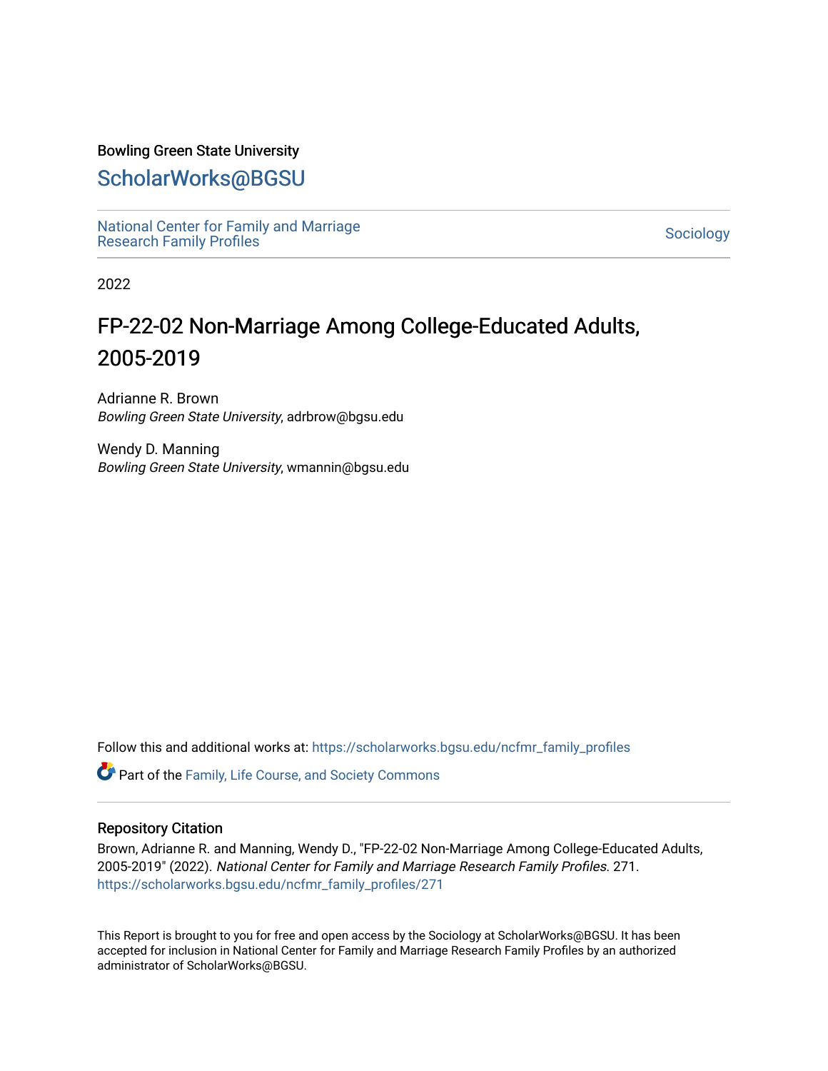Bowling Green State University

# ScholarWorks@BGSU

National Center for Family and Marriage Research Family Profiles

Sociology

2022

## FP-22-02 Non-Marriage Among College-Educated Adults, 2005-2019

Adrianne R. Brown
*Bowling Green State University*, adrbrow@bgsu.edu

Wendy D. Manning
*Bowling Green State University*, wmannin@bgsu.edu

Follow this and additional works at: https://scholarworks.bgsu.edu/ncfmr_family_profiles

Part of the Family, Life Course, and Society Commons

### Repository Citation

Brown, Adrianne R. and Manning, Wendy D., "FP-22-02 Non-Marriage Among College-Educated Adults, 2005-2019" (2022). *National Center for Family and Marriage Research Family Profiles*. 271.
https://scholarworks.bgsu.edu/ncfmr_family_profiles/271

This Report is brought to you for free and open access by the Sociology at ScholarWorks@BGSU. It has been accepted for inclusion in National Center for Family and Marriage Research Family Profiles by an authorized administrator of ScholarWorks@BGSU.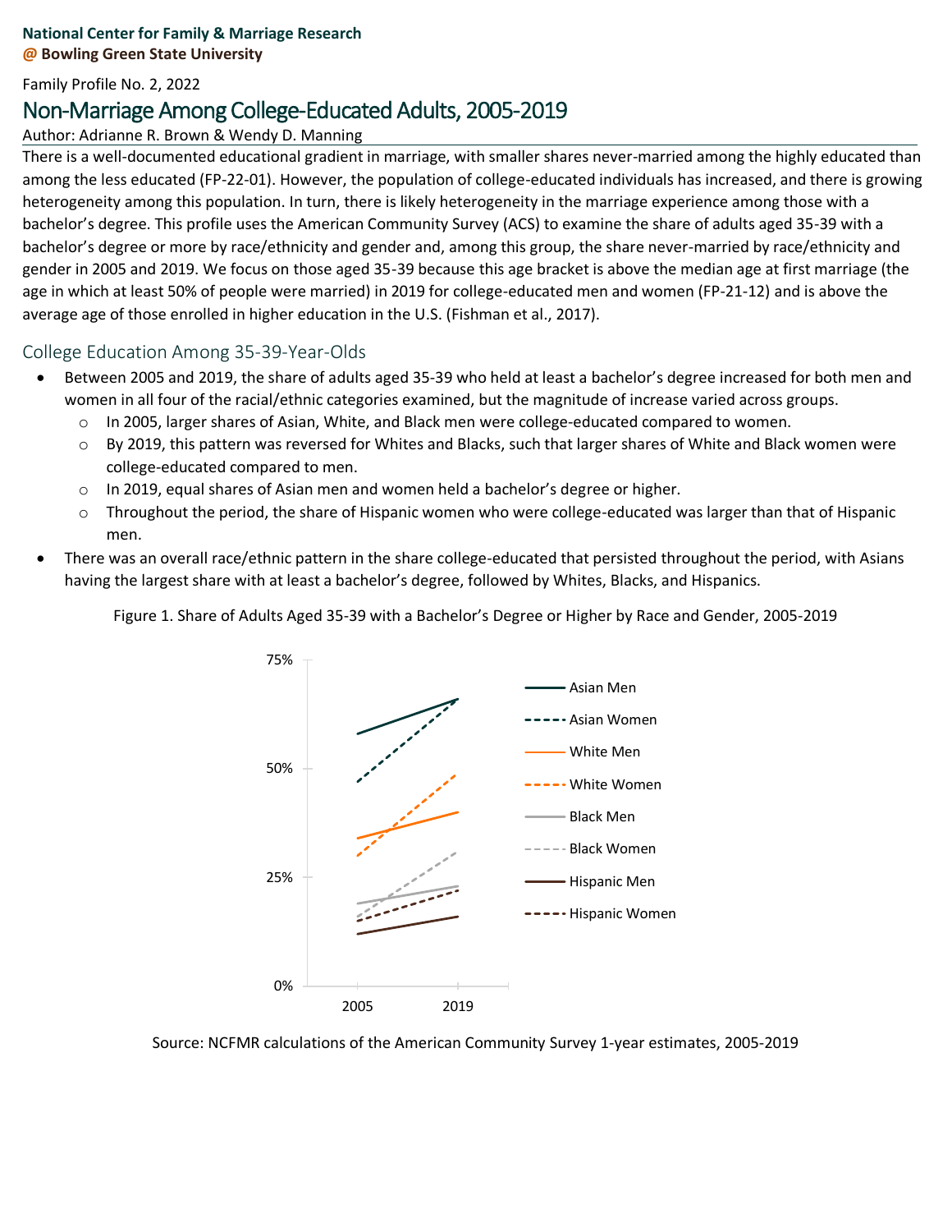**National Center for Family & Marriage Research**
**@ Bowling Green State University**

Family Profile No. 2, 2022

# Non-Marriage Among College-Educated Adults, 2005-2019

Author: Adrianne R. Brown & Wendy D. Manning

There is a well-documented educational gradient in marriage, with smaller shares never-married among the highly educated than among the less educated (FP-22-01). However, the population of college-educated individuals has increased, and there is growing heterogeneity among this population. In turn, there is likely heterogeneity in the marriage experience among those with a bachelor's degree. This profile uses the American Community Survey (ACS) to examine the share of adults aged 35-39 with a bachelor's degree or more by race/ethnicity and gender and, among this group, the share never-married by race/ethnicity and gender in 2005 and 2019. We focus on those aged 35-39 because this age bracket is above the median age at first marriage (the age in which at least 50% of people were married) in 2019 for college-educated men and women (FP-21-12) and is above the average age of those enrolled in higher education in the U.S. (Fishman et al., 2017).

## College Education Among 35-39-Year-Olds

- Between 2005 and 2019, the share of adults aged 35-39 who held at least a bachelor's degree increased for both men and women in all four of the racial/ethnic categories examined, but the magnitude of increase varied across groups.
  - In 2005, larger shares of Asian, White, and Black men were college-educated compared to women.
  - By 2019, this pattern was reversed for Whites and Blacks, such that larger shares of White and Black women were college-educated compared to men.
  - In 2019, equal shares of Asian men and women held a bachelor's degree or higher.
  - Throughout the period, the share of Hispanic women who were college-educated was larger than that of Hispanic men.
- There was an overall race/ethnic pattern in the share college-educated that persisted throughout the period, with Asians having the largest share with at least a bachelor's degree, followed by Whites, Blacks, and Hispanics.

Figure 1. Share of Adults Aged 35-39 with a Bachelor's Degree or Higher by Race and Gender, 2005-2019

Source: NCFMR calculations of the American Community Survey 1-year estimates, 2005-2019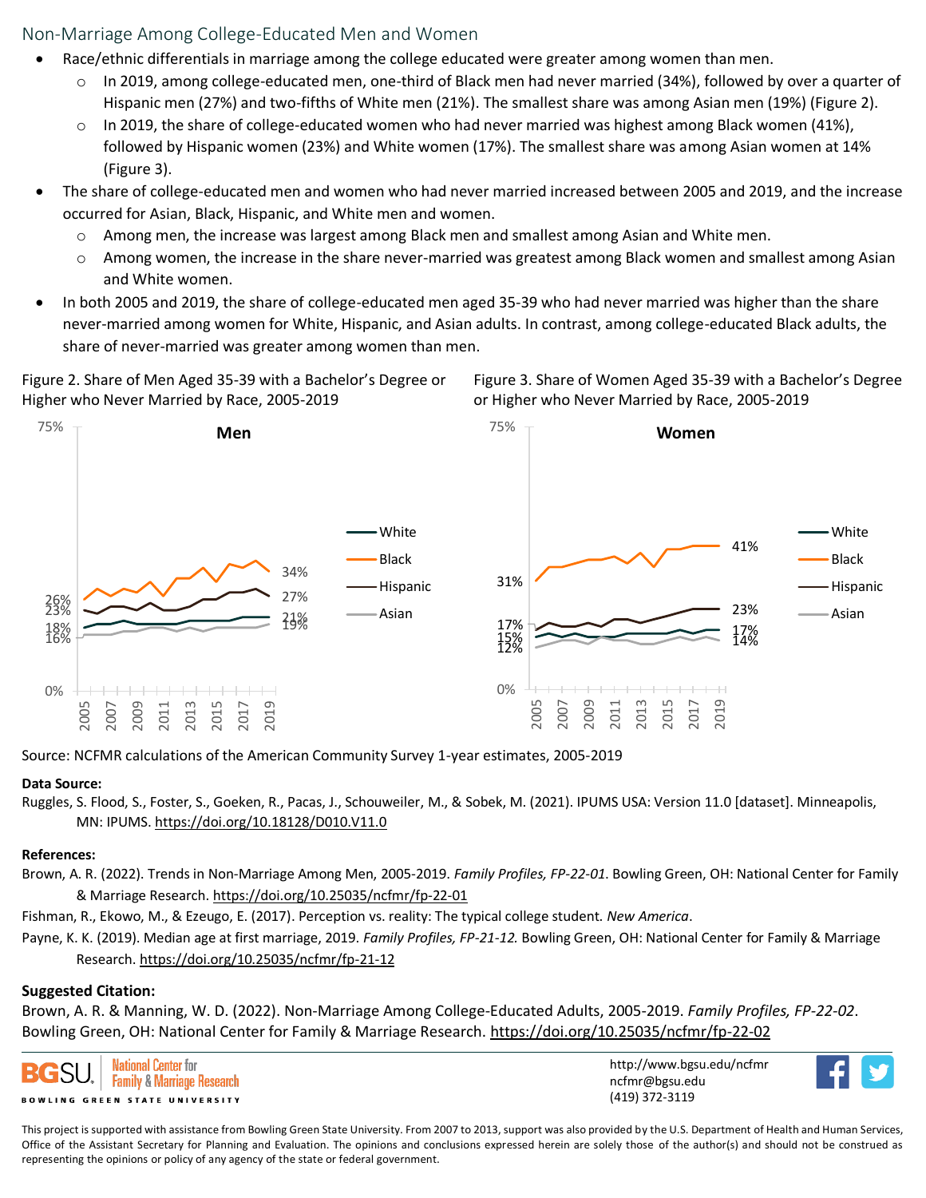## Non-Marriage Among College-Educated Men and Women

- Race/ethnic differentials in marriage among the college educated were greater among women than men.
  - In 2019, among college-educated men, one-third of Black men had never married (34%), followed by over a quarter of Hispanic men (27%) and two-fifths of White men (21%). The smallest share was among Asian men (19%) (Figure 2).
  - In 2019, the share of college-educated women who had never married was highest among Black women (41%), followed by Hispanic women (23%) and White women (17%). The smallest share was among Asian women at 14% (Figure 3).
- The share of college-educated men and women who had never married increased between 2005 and 2019, and the increase occurred for Asian, Black, Hispanic, and White men and women.
  - Among men, the increase was largest among Black men and smallest among Asian and White men.
  - Among women, the increase in the share never-married was greatest among Black women and smallest among Asian and White women.
- In both 2005 and 2019, the share of college-educated men aged 35-39 who had never married was higher than the share never-married among women for White, Hispanic, and Asian adults. In contrast, among college-educated Black adults, the share of never-married was greater among women than men.

Figure 2. Share of Men Aged 35-39 with a Bachelor's Degree or Higher who Never Married by Race, 2005-2019

Men

75%

0%

26%
23%
18%
16%

34%
27%
21%
19%

White
Black
Hispanic
Asian

2005 2007 2009 2011 2013 2015 2017 2019

Figure 3. Share of Women Aged 35-39 with a Bachelor's Degree or Higher who Never Married by Race, 2005-2019

Women

75%

0%

31%
17%
15%
12%

41%
23%
17%
14%

White
Black
Hispanic
Asian

2005 2007 2009 2011 2013 2015 2017 2019

Source: NCFMR calculations of the American Community Survey 1-year estimates, 2005-2019

**Data Source:**

Ruggles, S. Flood, S., Foster, S., Goeken, R., Pacas, J., Schouweiler, M., & Sobek, M. (2021). IPUMS USA: Version 11.0 [dataset]. Minneapolis, MN: IPUMS. https://doi.org/10.18128/D010.V11.0

**References:**

Brown, A. R. (2022). Trends in Non-Marriage Among Men, 2005-2019. *Family Profiles, FP-22-01*. Bowling Green, OH: National Center for Family & Marriage Research. https://doi.org/10.25035/ncfmr/fp-22-01

Fishman, R., Ekowo, M., & Ezeugo, E. (2017). Perception vs. reality: The typical college student. *New America*.

Payne, K. K. (2019). Median age at first marriage, 2019. *Family Profiles, FP-21-12.* Bowling Green, OH: National Center for Family & Marriage Research. https://doi.org/10.25035/ncfmr/fp-21-12

**Suggested Citation:**

Brown, A. R. & Manning, W. D. (2022). Non-Marriage Among College-Educated Adults, 2005-2019. *Family Profiles, FP-22-02*. Bowling Green, OH: National Center for Family & Marriage Research. https://doi.org/10.25035/ncfmr/fp-22-02

BGSU. National Center for Family & Marriage Research
BOWLING GREEN STATE UNIVERSITY

http://www.bgsu.edu/ncfmr
ncfmr@bgsu.edu
(419) 372-3119

This project is supported with assistance from Bowling Green State University. From 2007 to 2013, support was also provided by the U.S. Department of Health and Human Services, Office of the Assistant Secretary for Planning and Evaluation. The opinions and conclusions expressed herein are solely those of the author(s) and should not be construed as representing the opinions or policy of any agency of the state or federal government.